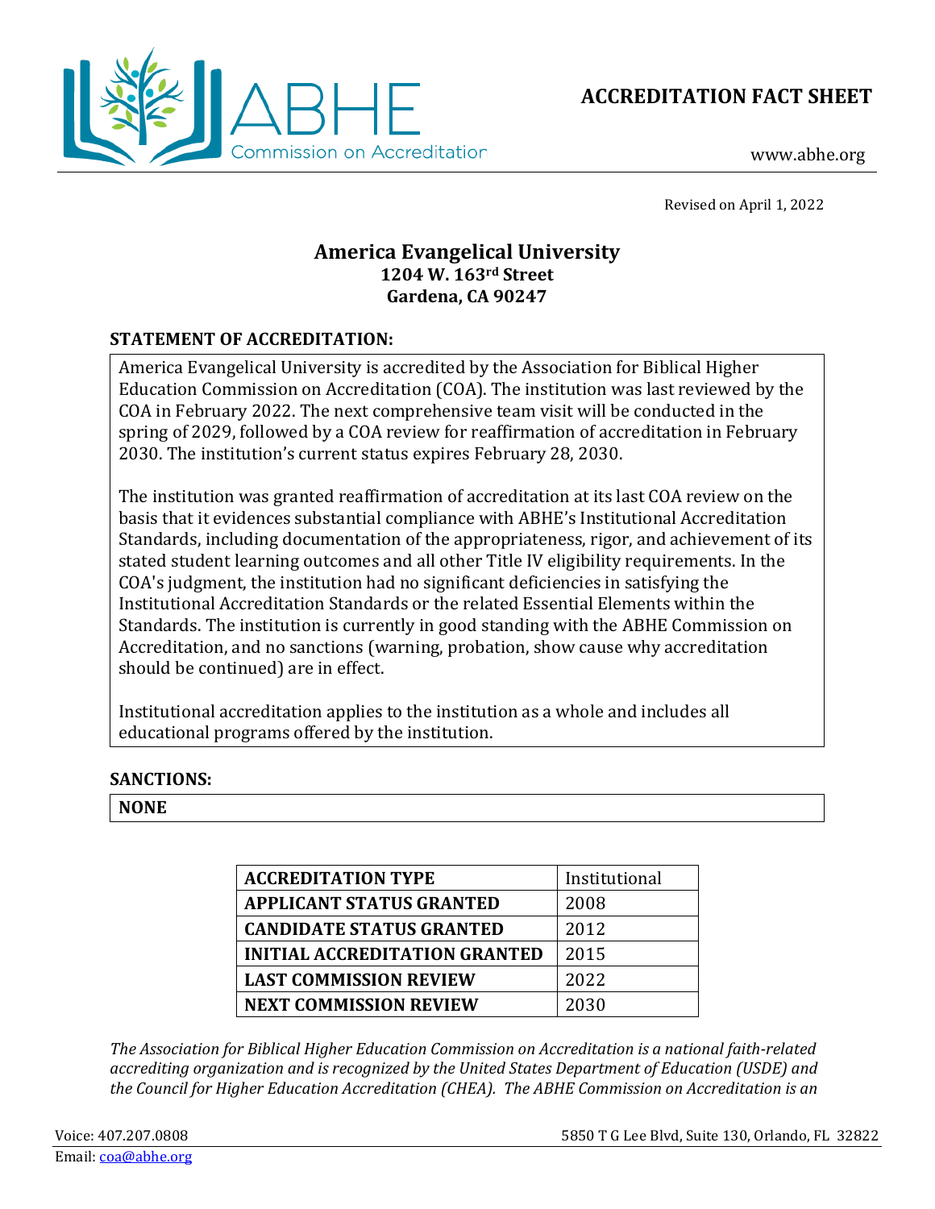ABHE Commission on Accreditation

# ACCREDITATION FACT SHEET

www.abhe.org

Revised on April 1, 2022

## America Evangelical University
**1204 W. 163rd Street**
**Gardena, CA 90247**

### STATEMENT OF ACCREDITATION:

America Evangelical University is accredited by the Association for Biblical Higher Education Commission on Accreditation (COA). The institution was last reviewed by the COA in February 2022. The next comprehensive team visit will be conducted in the spring of 2029, followed by a COA review for reaffirmation of accreditation in February 2030. The institution's current status expires February 28, 2030.

The institution was granted reaffirmation of accreditation at its last COA review on the basis that it evidences substantial compliance with ABHE's Institutional Accreditation Standards, including documentation of the appropriateness, rigor, and achievement of its stated student learning outcomes and all other Title IV eligibility requirements. In the COA's judgment, the institution had no significant deficiencies in satisfying the Institutional Accreditation Standards or the related Essential Elements within the Standards. The institution is currently in good standing with the ABHE Commission on Accreditation, and no sanctions (warning, probation, show cause why accreditation should be continued) are in effect.

Institutional accreditation applies to the institution as a whole and includes all educational programs offered by the institution.

### SANCTIONS:

**NONE**

| ACCREDITATION TYPE | Institutional |
|---|---|
| **APPLICANT STATUS GRANTED** | 2008 |
| **CANDIDATE STATUS GRANTED** | 2012 |
| **INITIAL ACCREDITATION GRANTED** | 2015 |
| **LAST COMMISSION REVIEW** | 2022 |
| **NEXT COMMISSION REVIEW** | 2030 |

*The Association for Biblical Higher Education Commission on Accreditation is a national faith-related accrediting organization and is recognized by the United States Department of Education (USDE) and the Council for Higher Education Accreditation (CHEA). The ABHE Commission on Accreditation is an*

Voice: 407.207.0808
Email: coa@abhe.org
5850 T G Lee Blvd, Suite 130, Orlando, FL 32822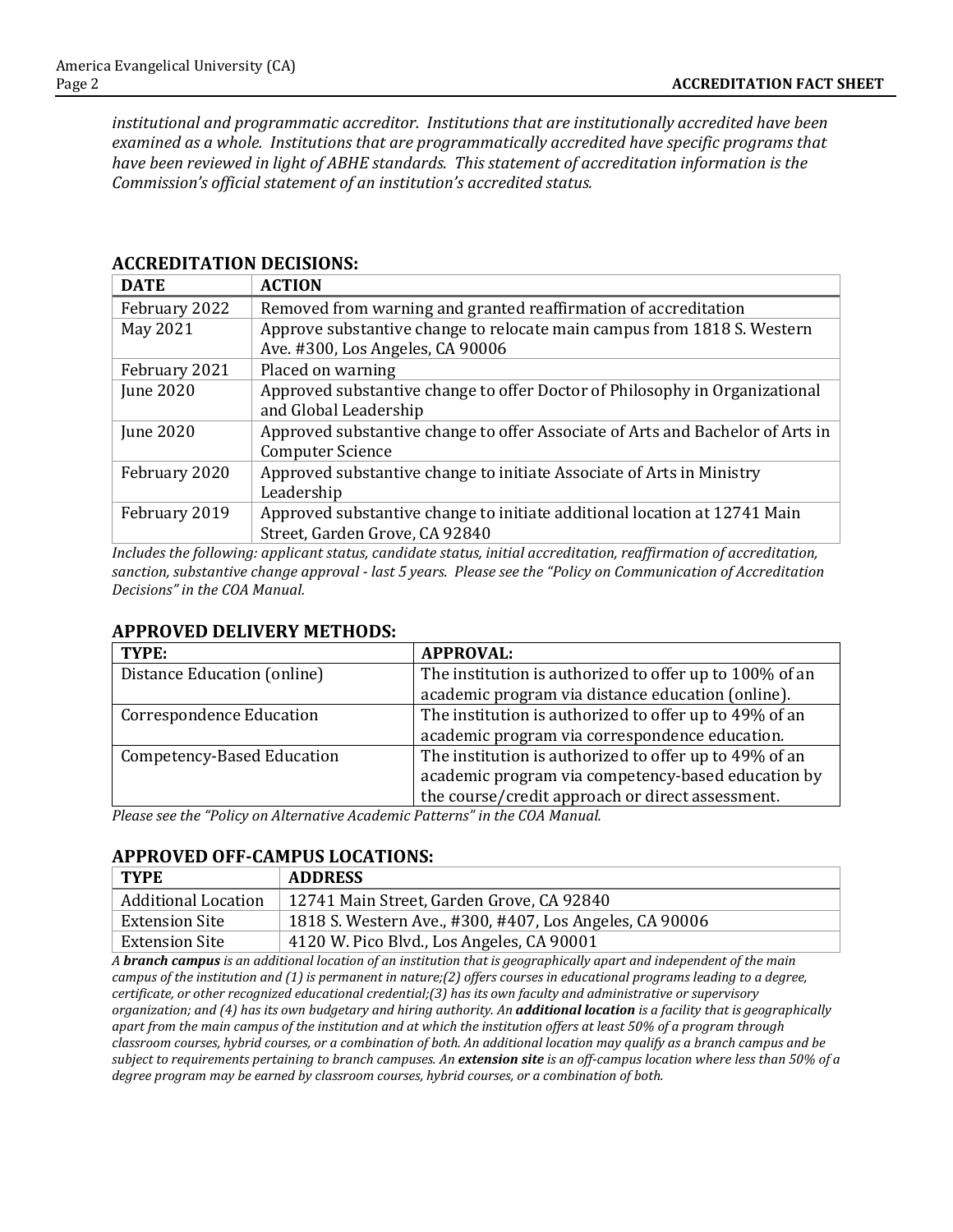*institutional and programmatic accreditor. Institutions that are institutionally accredited have been examined as a whole. Institutions that are programmatically accredited have specific programs that have been reviewed in light of ABHE standards. This statement of accreditation information is the Commission's official statement of an institution's accredited status.*

## ACCREDITATION DECISIONS:

| DATE | ACTION |
|---|---|
| February 2022 | Removed from warning and granted reaffirmation of accreditation |
| May 2021 | Approve substantive change to relocate main campus from 1818 S. Western Ave. #300, Los Angeles, CA 90006 |
| February 2021 | Placed on warning |
| June 2020 | Approved substantive change to offer Doctor of Philosophy in Organizational and Global Leadership |
| June 2020 | Approved substantive change to offer Associate of Arts and Bachelor of Arts in Computer Science |
| February 2020 | Approved substantive change to initiate Associate of Arts in Ministry Leadership |
| February 2019 | Approved substantive change to initiate additional location at 12741 Main Street, Garden Grove, CA 92840 |

*Includes the following: applicant status, candidate status, initial accreditation, reaffirmation of accreditation, sanction, substantive change approval - last 5 years. Please see the "Policy on Communication of Accreditation Decisions" in the COA Manual.*

## APPROVED DELIVERY METHODS:

| TYPE: | APPROVAL: |
|---|---|
| Distance Education (online) | The institution is authorized to offer up to 100% of an academic program via distance education (online). |
| Correspondence Education | The institution is authorized to offer up to 49% of an academic program via correspondence education. |
| Competency-Based Education | The institution is authorized to offer up to 49% of an academic program via competency-based education by the course/credit approach or direct assessment. |

*Please see the "Policy on Alternative Academic Patterns" in the COA Manual.*

## APPROVED OFF-CAMPUS LOCATIONS:

| TYPE | ADDRESS |
|---|---|
| Additional Location | 12741 Main Street, Garden Grove, CA 92840 |
| Extension Site | 1818 S. Western Ave., #300, #407, Los Angeles, CA 90006 |
| Extension Site | 4120 W. Pico Blvd., Los Angeles, CA 90001 |

*A **branch campus** is an additional location of an institution that is geographically apart and independent of the main campus of the institution and (1) is permanent in nature;(2) offers courses in educational programs leading to a degree, certificate, or other recognized educational credential;(3) has its own faculty and administrative or supervisory organization; and (4) has its own budgetary and hiring authority. An **additional location** is a facility that is geographically apart from the main campus of the institution and at which the institution offers at least 50% of a program through classroom courses, hybrid courses, or a combination of both. An additional location may qualify as a branch campus and be subject to requirements pertaining to branch campuses. An **extension site** is an off-campus location where less than 50% of a degree program may be earned by classroom courses, hybrid courses, or a combination of both.*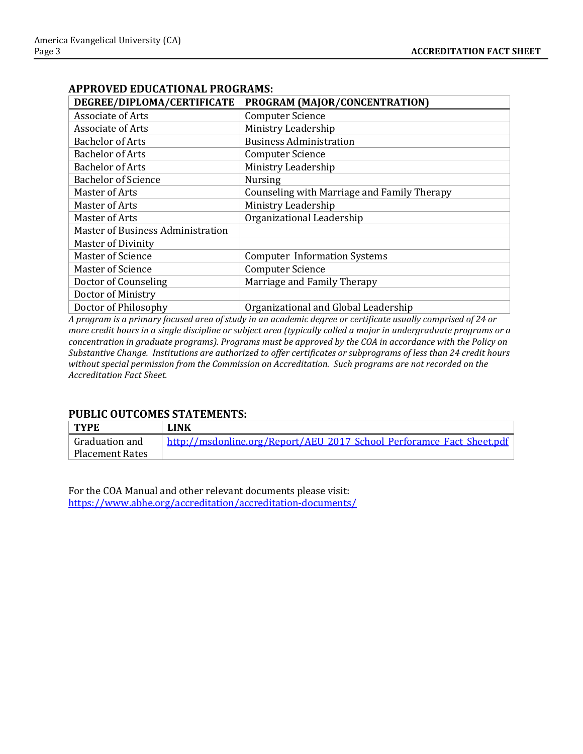## APPROVED EDUCATIONAL PROGRAMS:

| DEGREE/DIPLOMA/CERTIFICATE | PROGRAM (MAJOR/CONCENTRATION) |
|---|---|
| Associate of Arts | Computer Science |
| Associate of Arts | Ministry Leadership |
| Bachelor of Arts | Business Administration |
| Bachelor of Arts | Computer Science |
| Bachelor of Arts | Ministry Leadership |
| Bachelor of Science | Nursing |
| Master of Arts | Counseling with Marriage and Family Therapy |
| Master of Arts | Ministry Leadership |
| Master of Arts | Organizational Leadership |
| Master of Business Administration | |
| Master of Divinity | |
| Master of Science | Computer Information Systems |
| Master of Science | Computer Science |
| Doctor of Counseling | Marriage and Family Therapy |
| Doctor of Ministry | |
| Doctor of Philosophy | Organizational and Global Leadership |

*A program is a primary focused area of study in an academic degree or certificate usually comprised of 24 or more credit hours in a single discipline or subject area (typically called a major in undergraduate programs or a concentration in graduate programs). Programs must be approved by the COA in accordance with the Policy on Substantive Change. Institutions are authorized to offer certificates or subprograms of less than 24 credit hours without special permission from the Commission on Accreditation. Such programs are not recorded on the Accreditation Fact Sheet.*

## PUBLIC OUTCOMES STATEMENTS:

| TYPE | LINK |
|---|---|
| Graduation and Placement Rates | http://msdonline.org/Report/AEU_2017_School_Perforamce_Fact_Sheet.pdf |

For the COA Manual and other relevant documents please visit:
https://www.abhe.org/accreditation/accreditation-documents/